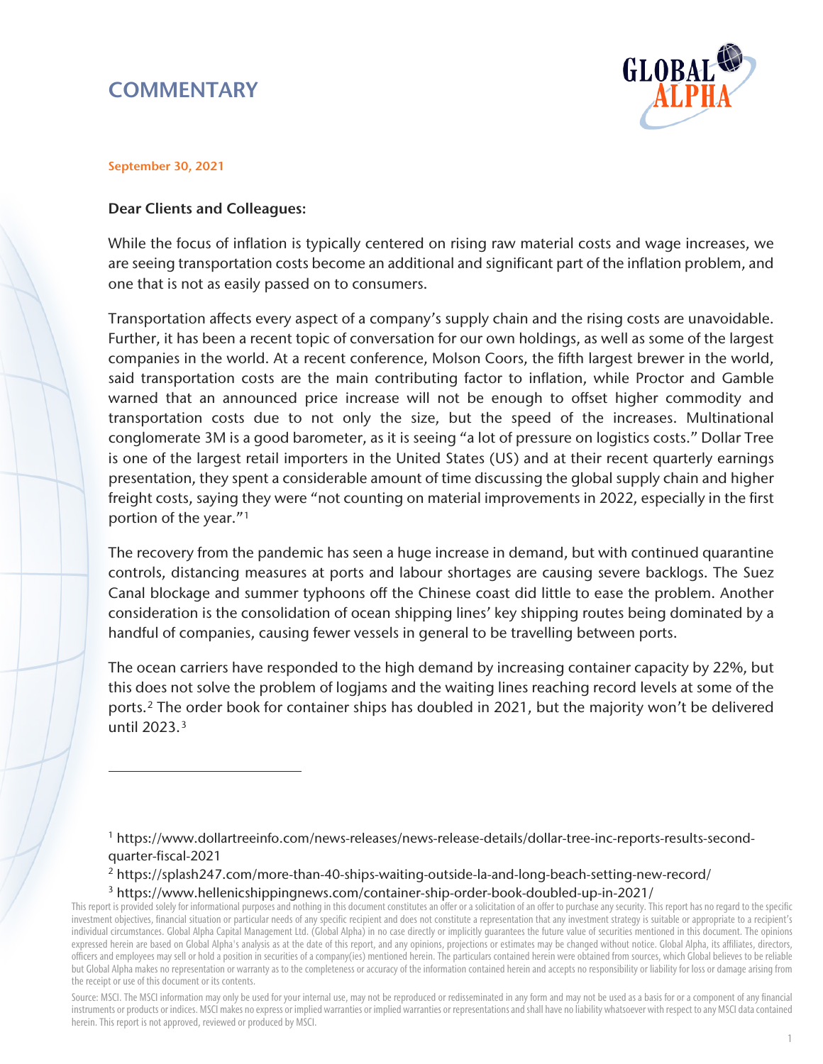# COMMENTARY

**September 30, 2021**

**Dear Clients and Colleagues:**

While the focus of inflation is typically centered on rising raw material costs and wage increases, we are seeing transportation costs become an additional and significant part of the inflation problem, and one that is not as easily passed on to consumers.

Transportation affects every aspect of a company's supply chain and the rising costs are unavoidable. Further, it has been a recent topic of conversation for our own holdings, as well as some of the largest companies in the world. At a recent conference, Molson Coors, the fifth largest brewer in the world, said transportation costs are the main contributing factor to inflation, while Proctor and Gamble warned that an announced price increase will not be enough to offset higher commodity and transportation costs due to not only the size, but the speed of the increases. Multinational conglomerate 3M is a good barometer, as it is seeing "a lot of pressure on logistics costs." Dollar Tree is one of the largest retail importers in the United States (US) and at their recent quarterly earnings presentation, they spent a considerable amount of time discussing the global supply chain and higher freight costs, saying they were "not counting on material improvements in 2022, especially in the first portion of the year."[1]

The recovery from the pandemic has seen a huge increase in demand, but with continued quarantine controls, distancing measures at ports and labour shortages are causing severe backlogs. The Suez Canal blockage and summer typhoons off the Chinese coast did little to ease the problem. Another consideration is the consolidation of ocean shipping lines' key shipping routes being dominated by a handful of companies, causing fewer vessels in general to be travelling between ports.

The ocean carriers have responded to the high demand by increasing container capacity by 22%, but this does not solve the problem of logjams and the waiting lines reaching record levels at some of the ports.[2] The order book for container ships has doubled in 2021, but the majority won't be delivered until 2023.[3]

---

[1] https://www.dollartreeinfo.com/news-releases/news-release-details/dollar-tree-inc-reports-results-second-quarter-fiscal-2021

[2] https://splash247.com/more-than-40-ships-waiting-outside-la-and-long-beach-setting-new-record/

[3] https://www.hellenicshippingnews.com/container-ship-order-book-doubled-up-in-2021/

This report is provided solely for informational purposes and nothing in this document constitutes an offer or a solicitation of an offer to purchase any security. This report has no regard to the specific investment objectives, financial situation or particular needs of any specific recipient and does not constitute a representation that any investment strategy is suitable or appropriate to a recipient's individual circumstances. Global Alpha Capital Management Ltd. (Global Alpha) in no case directly or implicitly guarantees the future value of securities mentioned in this document. The opinions expressed herein are based on Global Alpha's analysis as at the date of this report, and any opinions, projections or estimates may be changed without notice. Global Alpha, its affiliates, directors, officers and employees may sell or hold a position in securities of a company(ies) mentioned herein. The particulars contained herein were obtained from sources, which Global believes to be reliable but Global Alpha makes no representation or warranty as to the completeness or accuracy of the information contained herein and accepts no responsibility or liability for loss or damage arising from the receipt or use of this document or its contents.

Source: MSCI. The MSCI information may only be used for your internal use, may not be reproduced or redisseminated in any form and may not be used as a basis for or a component of any financial instruments or products or indices. MSCI makes no express or implied warranties or implied warranties or representations and shall have no liability whatsoever with respect to any MSCI data contained herein. This report is not approved, reviewed or produced by MSCI.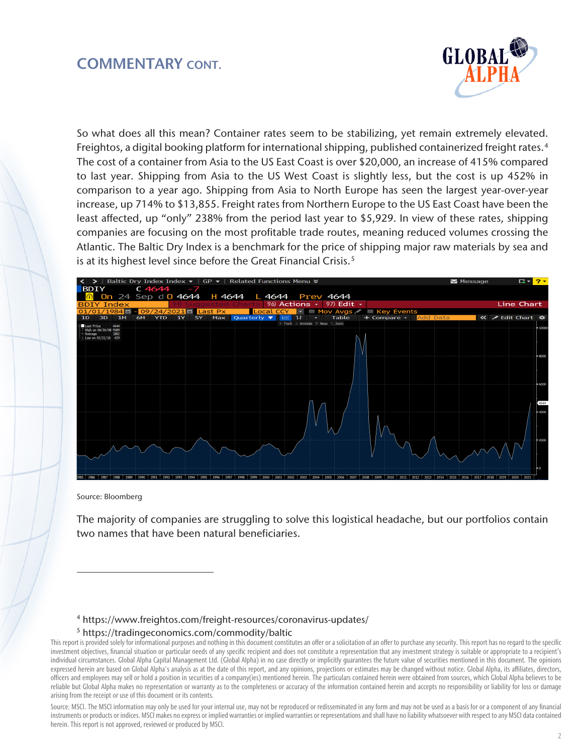## COMMENTARY CONT.

So what does all this mean? Container rates seem to be stabilizing, yet remain extremely elevated. Freightos, a digital booking platform for international shipping, published containerized freight rates.[4] The cost of a container from Asia to the US East Coast is over $20,000, an increase of 415% compared to last year. Shipping from Asia to the US West Coast is slightly less, but the cost is up 452% in comparison to a year ago. Shipping from Asia to North Europe has seen the largest year-over-year increase, up 714% to $13,855. Freight rates from Northern Europe to the US East Coast have been the least affected, up "only" 238% from the period last year to $5,929. In view of these rates, shipping companies are focusing on the most profitable trade routes, meaning reduced volumes crossing the Atlantic. The Baltic Dry Index is a benchmark for the price of shipping major raw materials by sea and is at its highest level since before the Great Financial Crisis.[5]

Source: Bloomberg

The majority of companies are struggling to solve this logistical headache, but our portfolios contain two names that have been natural beneficiaries.

---

[4] https://www.freightos.com/freight-resources/coronavirus-updates/

[5] https://tradingeconomics.com/commodity/baltic

This report is provided solely for informational purposes and nothing in this document constitutes an offer or a solicitation of an offer to purchase any security. This report has no regard to the specific investment objectives, financial situation or particular needs of any specific recipient and does not constitute a representation that any investment strategy is suitable or appropriate to a recipient's individual circumstances. Global Alpha Capital Management Ltd. (Global Alpha) in no case directly or implicitly guarantees the future value of securities mentioned in this document. The opinions expressed herein are based on Global Alpha's analysis as at the date of this report, and any opinions, projections or estimates may be changed without notice. Global Alpha, its affiliates, directors, officers and employees may sell or hold a position in securities of a company(ies) mentioned herein. The particulars contained herein were obtained from sources, which Global Alpha believes to be reliable but Global Alpha makes no representation or warranty as to the completeness or accuracy of the information contained herein and accepts no responsibility or liability for loss or damage arising from the receipt or use of this document or its contents.

Source: MSCI. The MSCI information may only be used for your internal use, may not be reproduced or redisseminated in any form and may not be used as a basis for or a component of any financial instruments or products or indices. MSCI makes no express or implied warranties or representations and shall have no liability whatsoever with respect to any MSCI data contained herein. This report is not approved, reviewed or produced by MSCI.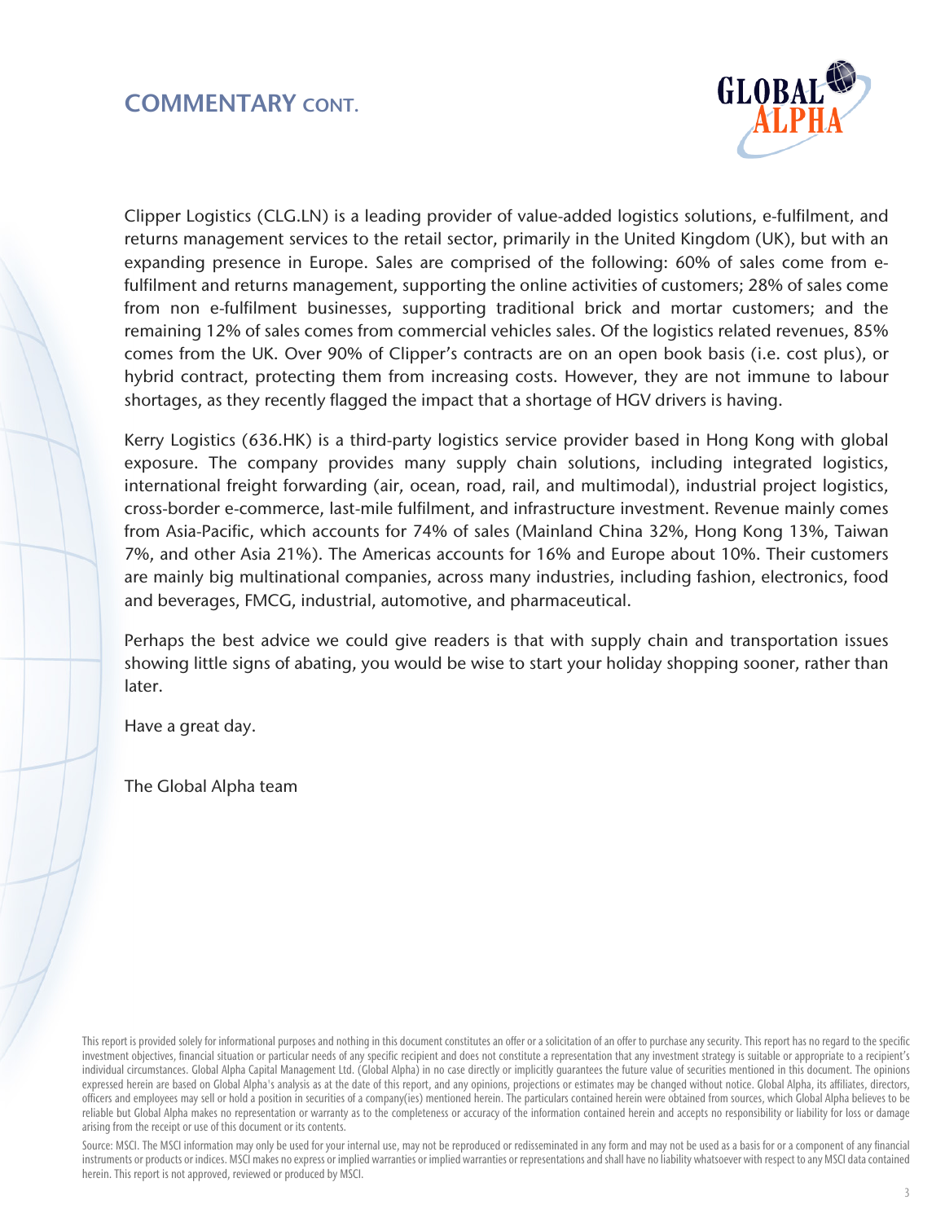## COMMENTARY CONT.

Clipper Logistics (CLG.LN) is a leading provider of value-added logistics solutions, e-fulfilment, and returns management services to the retail sector, primarily in the United Kingdom (UK), but with an expanding presence in Europe. Sales are comprised of the following: 60% of sales come from e-fulfilment and returns management, supporting the online activities of customers; 28% of sales come from non e-fulfilment businesses, supporting traditional brick and mortar customers; and the remaining 12% of sales comes from commercial vehicles sales. Of the logistics related revenues, 85% comes from the UK. Over 90% of Clipper's contracts are on an open book basis (i.e. cost plus), or hybrid contract, protecting them from increasing costs. However, they are not immune to labour shortages, as they recently flagged the impact that a shortage of HGV drivers is having.

Kerry Logistics (636.HK) is a third-party logistics service provider based in Hong Kong with global exposure. The company provides many supply chain solutions, including integrated logistics, international freight forwarding (air, ocean, road, rail, and multimodal), industrial project logistics, cross-border e-commerce, last-mile fulfilment, and infrastructure investment. Revenue mainly comes from Asia-Pacific, which accounts for 74% of sales (Mainland China 32%, Hong Kong 13%, Taiwan 7%, and other Asia 21%). The Americas accounts for 16% and Europe about 10%. Their customers are mainly big multinational companies, across many industries, including fashion, electronics, food and beverages, FMCG, industrial, automotive, and pharmaceutical.

Perhaps the best advice we could give readers is that with supply chain and transportation issues showing little signs of abating, you would be wise to start your holiday shopping sooner, rather than later.

Have a great day.

The Global Alpha team

This report is provided solely for informational purposes and nothing in this document constitutes an offer or a solicitation of an offer to purchase any security. This report has no regard to the specific investment objectives, financial situation or particular needs of any specific recipient and does not constitute a representation that any investment strategy is suitable or appropriate to a recipient's individual circumstances. Global Alpha Capital Management Ltd. (Global Alpha) in no case directly or implicitly guarantees the future value of securities mentioned in this document. The opinions expressed herein are based on Global Alpha's analysis as at the date of this report, and any opinions, projections or estimates may be changed without notice. Global Alpha, its affiliates, directors, officers and employees may sell or hold a position in securities of a company(ies) mentioned herein. The particulars contained herein were obtained from sources, which Global Alpha believes to be reliable but Global Alpha makes no representation or warranty as to the completeness or accuracy of the information contained herein and accepts no responsibility or liability for loss or damage arising from the receipt or use of this document or its contents.

Source: MSCI. The MSCI information may only be used for your internal use, may not be reproduced or redisseminated in any form and may not be used as a basis for or a component of any financial instruments or products or indices. MSCI makes no express or implied warranties or implied warranties or representations and shall have no liability whatsoever with respect to any MSCI data contained herein. This report is not approved, reviewed or produced by MSCI.